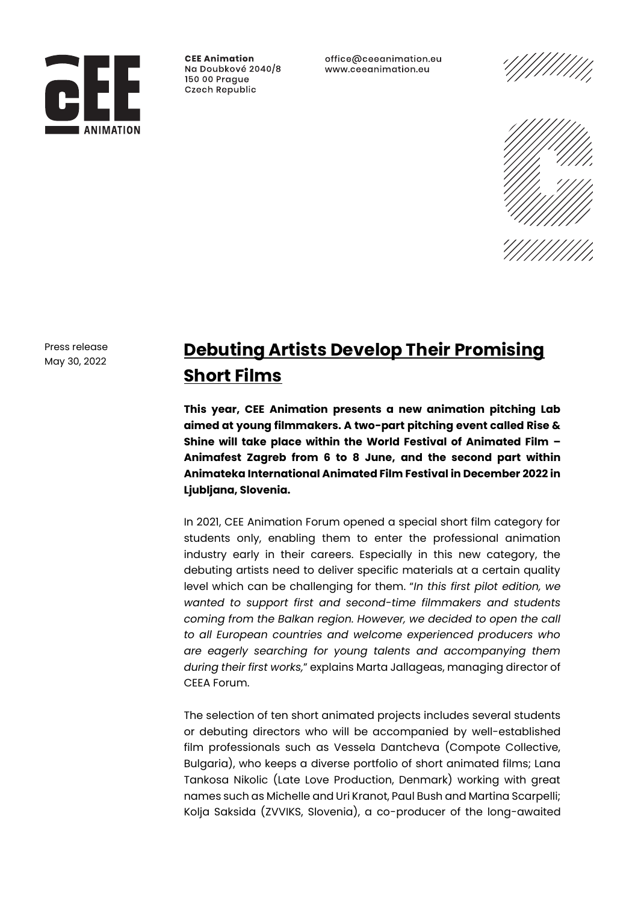**CEE Animation**
Na Doubkové 2040/8
150 00 Prague
Czech Republic

office@ceeanimation.eu
www.ceeanimation.eu

Press release
May 30, 2022

# Debuting Artists Develop Their Promising Short Films

**This year, CEE Animation presents a new animation pitching Lab aimed at young filmmakers. A two-part pitching event called Rise & Shine will take place within the World Festival of Animated Film – Animafest Zagreb from 6 to 8 June, and the second part within Animateka International Animated Film Festival in December 2022 in Ljubljana, Slovenia.**

In 2021, CEE Animation Forum opened a special short film category for students only, enabling them to enter the professional animation industry early in their careers. Especially in this new category, the debuting artists need to deliver specific materials at a certain quality level which can be challenging for them. "*In this first pilot edition, we wanted to support first and second-time filmmakers and students coming from the Balkan region. However, we decided to open the call to all European countries and welcome experienced producers who are eagerly searching for young talents and accompanying them during their first works,*" explains Marta Jallageas, managing director of CEEA Forum.

The selection of ten short animated projects includes several students or debuting directors who will be accompanied by well-established film professionals such as Vessela Dantcheva (Compote Collective, Bulgaria), who keeps a diverse portfolio of short animated films; Lana Tankosa Nikolic (Late Love Production, Denmark) working with great names such as Michelle and Uri Kranot, Paul Bush and Martina Scarpelli; Kolja Saksida (ZVVIKS, Slovenia), a co-producer of the long-awaited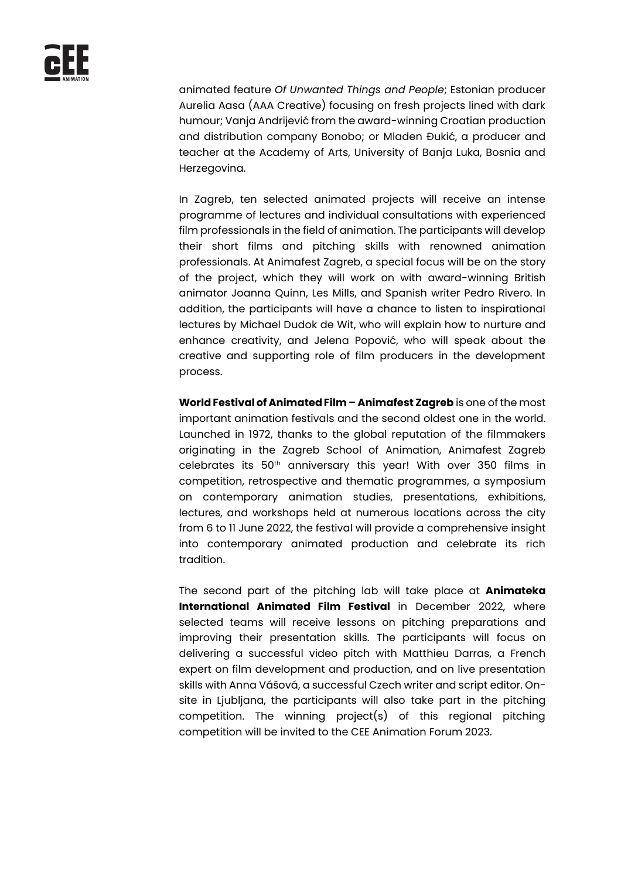animated feature *Of Unwanted Things and People*; Estonian producer Aurelia Aasa (AAA Creative) focusing on fresh projects lined with dark humour; Vanja Andrijević from the award-winning Croatian production and distribution company Bonobo; or Mladen Đukić, a producer and teacher at the Academy of Arts, University of Banja Luka, Bosnia and Herzegovina.

In Zagreb, ten selected animated projects will receive an intense programme of lectures and individual consultations with experienced film professionals in the field of animation. The participants will develop their short films and pitching skills with renowned animation professionals. At Animafest Zagreb, a special focus will be on the story of the project, which they will work on with award-winning British animator Joanna Quinn, Les Mills, and Spanish writer Pedro Rivero. In addition, the participants will have a chance to listen to inspirational lectures by Michael Dudok de Wit, who will explain how to nurture and enhance creativity, and Jelena Popović, who will speak about the creative and supporting role of film producers in the development process.

**World Festival of Animated Film – Animafest Zagreb** is one of the most important animation festivals and the second oldest one in the world. Launched in 1972, thanks to the global reputation of the filmmakers originating in the Zagreb School of Animation, Animafest Zagreb celebrates its 50th anniversary this year! With over 350 films in competition, retrospective and thematic programmes, a symposium on contemporary animation studies, presentations, exhibitions, lectures, and workshops held at numerous locations across the city from 6 to 11 June 2022, the festival will provide a comprehensive insight into contemporary animated production and celebrate its rich tradition.

The second part of the pitching lab will take place at **Animateka International Animated Film Festival** in December 2022, where selected teams will receive lessons on pitching preparations and improving their presentation skills. The participants will focus on delivering a successful video pitch with Matthieu Darras, a French expert on film development and production, and on live presentation skills with Anna Vášová, a successful Czech writer and script editor. On-site in Ljubljana, the participants will also take part in the pitching competition. The winning project(s) of this regional pitching competition will be invited to the CEE Animation Forum 2023.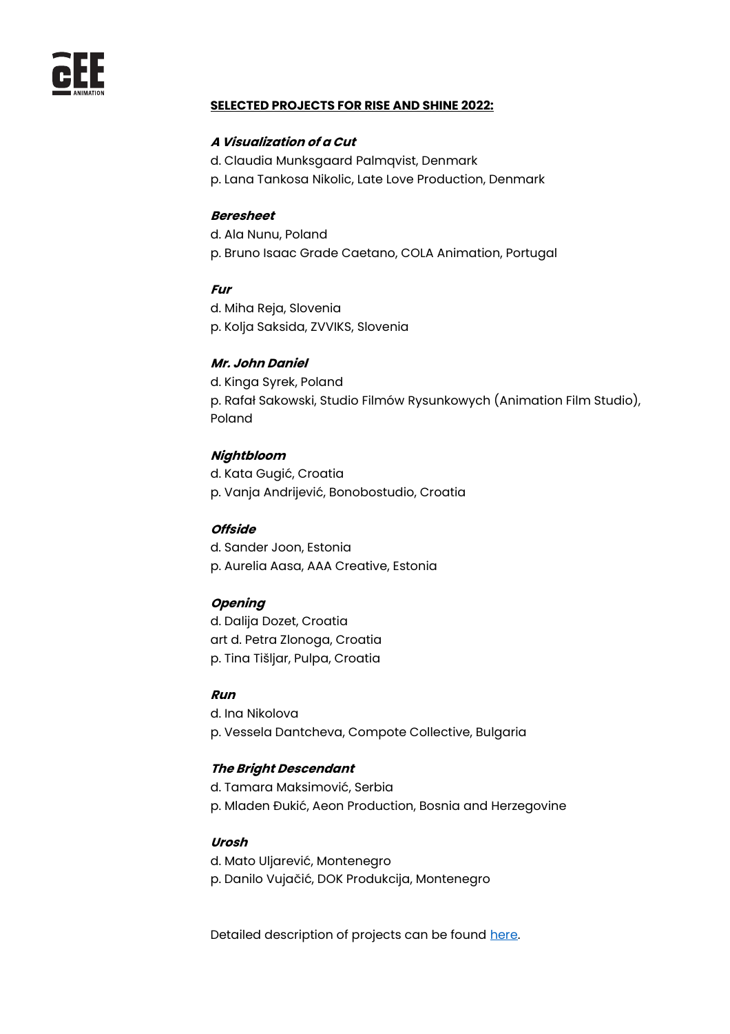**SELECTED PROJECTS FOR RISE AND SHINE 2022:**

***A Visualization of a Cut***
d. Claudia Munksgaard Palmqvist, Denmark
p. Lana Tankosa Nikolic, Late Love Production, Denmark

***Beresheet***
d. Ala Nunu, Poland
p. Bruno Isaac Grade Caetano, COLA Animation, Portugal

***Fur***
d. Miha Reja, Slovenia
p. Kolja Saksida, ZVVIKS, Slovenia

***Mr. John Daniel***
d. Kinga Syrek, Poland
p. Rafał Sakowski, Studio Filmów Rysunkowych (Animation Film Studio), Poland

***Nightbloom***
d. Kata Gugić, Croatia
p. Vanja Andrijević, Bonobostudio, Croatia

***Offside***
d. Sander Joon, Estonia
p. Aurelia Aasa, AAA Creative, Estonia

***Opening***
d. Dalija Dozet, Croatia
art d. Petra Zlonoga, Croatia
p. Tina Tišljar, Pulpa, Croatia

***Run***
d. Ina Nikolova
p. Vessela Dantcheva, Compote Collective, Bulgaria

***The Bright Descendant***
d. Tamara Maksimović, Serbia
p. Mladen Đukić, Aeon Production, Bosnia and Herzegovine

***Urosh***
d. Mato Uljarević, Montenegro
p. Danilo Vujačić, DOK Produkcija, Montenegro

Detailed description of projects can be found here.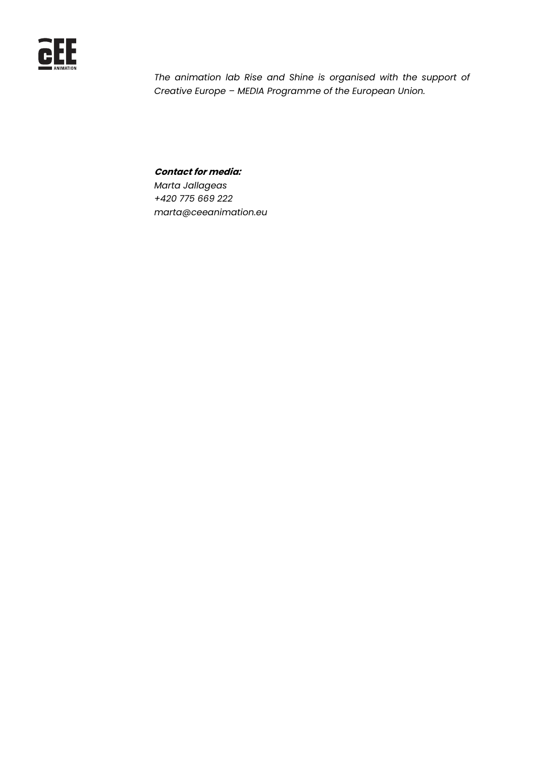*The animation lab Rise and Shine is organised with the support of Creative Europe – MEDIA Programme of the European Union.*

***Contact for media:***
*Marta Jallageas*
*+420 775 669 222*
*marta@ceeanimation.eu*